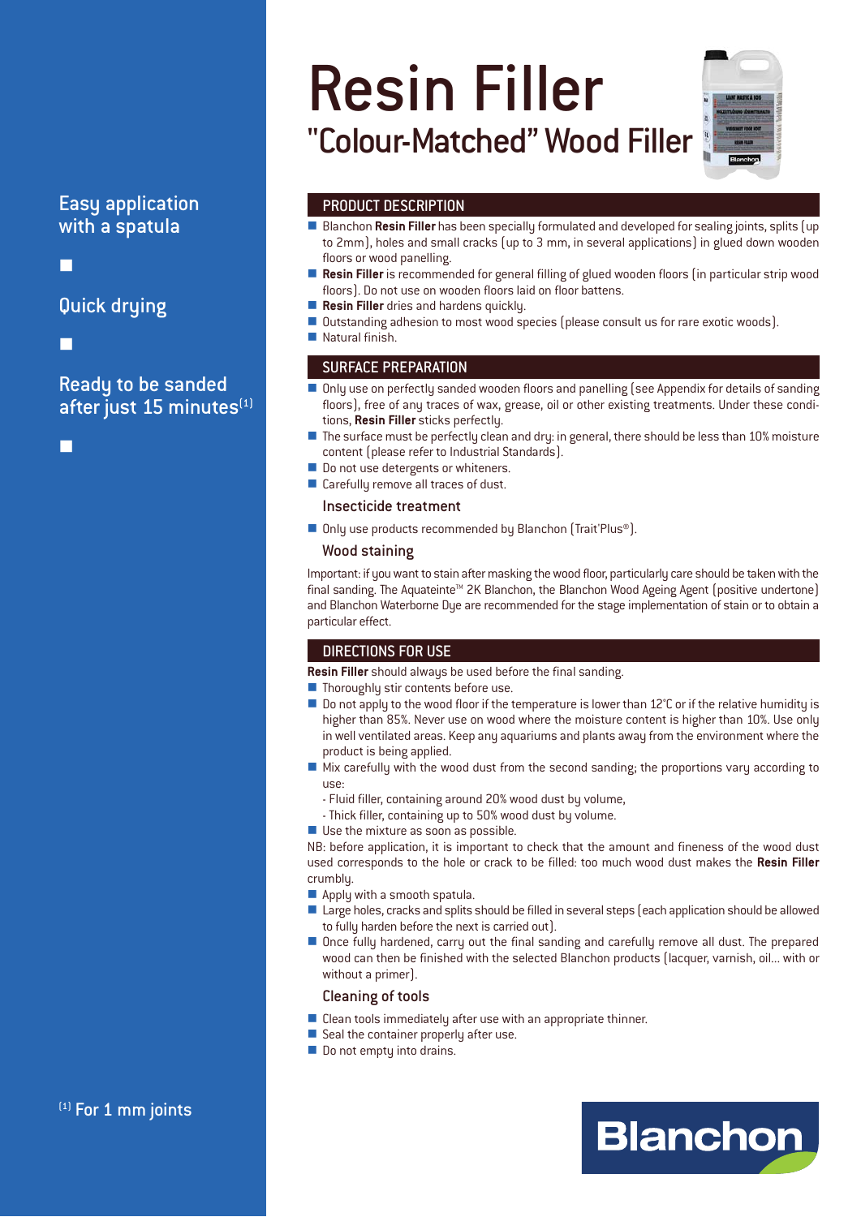# Resin Filler

## "Colour-Matched" Wood Filler

Easy application with a spatula

Quick drying

Ready to be sanded after just 15 minutes[1]

## PRODUCT DESCRIPTION

- Blanchon **Resin Filler** has been specially formulated and developed for sealing joints, splits (up to 2mm), holes and small cracks (up to 3 mm, in several applications) in glued down wooden floors or wood panelling.
- **Resin Filler** is recommended for general filling of glued wooden floors (in particular strip wood floors). Do not use on wooden floors laid on floor battens.
- **Resin Filler** dries and hardens quickly.
- Outstanding adhesion to most wood species (please consult us for rare exotic woods).
- Natural finish.

## SURFACE PREPARATION

- Only use on perfectly sanded wooden floors and panelling (see Appendix for details of sanding floors), free of any traces of wax, grease, oil or other existing treatments. Under these conditions, **Resin Filler** sticks perfectly.
- The surface must be perfectly clean and dry: in general, there should be less than 10% moisture content (please refer to Industrial Standards).
- Do not use detergents or whiteners.
- Carefully remove all traces of dust.

### Insecticide treatment

- Only use products recommended by Blanchon (Trait'Plus®).

### Wood staining

Important: if you want to stain after masking the wood floor, particularly care should be taken with the final sanding. The Aquateinte™ 2K Blanchon, the Blanchon Wood Ageing Agent (positive undertone) and Blanchon Waterborne Dye are recommended for the stage implementation of stain or to obtain a particular effect.

## DIRECTIONS FOR USE

**Resin Filler** should always be used before the final sanding.

- Thoroughly stir contents before use.
- Do not apply to the wood floor if the temperature is lower than 12°C or if the relative humidity is higher than 85%. Never use on wood where the moisture content is higher than 10%. Use only in well ventilated areas. Keep any aquariums and plants away from the environment where the product is being applied.
- Mix carefully with the wood dust from the second sanding; the proportions vary according to use:
  - Fluid filler, containing around 20% wood dust by volume,
  - Thick filler, containing up to 50% wood dust by volume.
- Use the mixture as soon as possible.

NB: before application, it is important to check that the amount and fineness of the wood dust used corresponds to the hole or crack to be filled: too much wood dust makes the **Resin Filler** crumbly.

- Apply with a smooth spatula.
- Large holes, cracks and splits should be filled in several steps (each application should be allowed to fully harden before the next is carried out).
- Once fully hardened, carry out the final sanding and carefully remove all dust. The prepared wood can then be finished with the selected Blanchon products (lacquer, varnish, oil... with or without a primer).

### Cleaning of tools

- Clean tools immediately after use with an appropriate thinner.
- Seal the container properly after use.
- Do not empty into drains.

[1] For 1 mm joints

Blanchon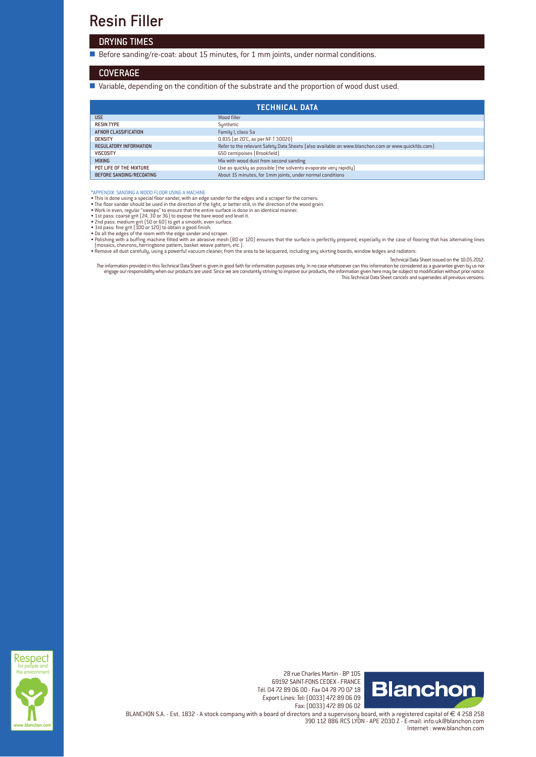# Resin Filler

## DRYING TIMES

- Before sanding/re-coat: about 15 minutes, for 1 mm joints, under normal conditions.

## COVERAGE

- Variable, depending on the condition of the substrate and the proportion of wood dust used.

| TECHNICAL DATA | |
|---|---|
| USE | Wood filler |
| RESIN TYPE | Synthetic |
| AFNOR CLASSIFICATION | Family I, class 5a |
| DENSITY | 0.835 (at 20°C, as per NF T 30020) |
| REGULATORY INFORMATION | Refer to the relevant Safety Data Sheets (also available on www.blanchon.com or www.quickfds.com) |
| VISCOSITY | 650 centipoises (Brookfield) |
| MIXING | Mix with wood dust from second sanding |
| POT LIFE OF THE MIXTURE | Use as quickly as possible (the solvents evaporate very rapidly) |
| BEFORE SANDING/RECOATING | About 15 minutes, for 1mm joints, under normal conditions |

*APPENDIX: SANDING A WOOD FLOOR USING A MACHINE

- This is done using a special floor sander, with an edge sander for the edges and a scraper for the corners.
- The floor sander should be used in the direction of the light, or better still, in the direction of the wood grain.
- Work in even, regular "sweeps" to ensure that the entire surface is done in an identical manner.
- 1st pass: coarse grit (24, 30 or 36) to expose the bare wood and level it.
- 2nd pass: medium grit (50 or 60) to get a smooth, even surface.
- 3rd pass: fine grit (100 or 120) to obtain a good finish.
- Do all the edges of the room with the edge sander and scraper.
- Polishing with a buffing machine fitted with an abrasive mesh (80 or 120) ensures that the surface is perfectly prepared, especially in the case of flooring that has alternating lines (mosaics, chevrons, herringbone pattern, basket weave pattern, etc.).
- Remove all dust carefully, using a powerful vacuum cleaner, from the area to be lacquered, including any skirting boards, window ledges and radiators.

Technical Data Sheet issued on the 10.05.2012.

The information provided in this Technical Data Sheet is given in good faith for information purposes only. In no case whatsoever can this information be considered as a guarantee given by us nor engage our responsibility when our products are used. Since we are constantly striving to improve our products, the information given here may be subject to modification without prior notice. This Technical Data Sheet cancels and supersedes all previous versions.

Respect for people and the environment
www.blanchon.com

28 rue Charles Martin - BP 105
69192 SAINT-FONS CEDEX - FRANCE
Tél. 04 72 89 06 00 - Fax 04 78 70 07 18
Export Lines: Tel: (0033) 472 89 06 09
Fax: (0033) 472 89 06 02

Blanchon

BLANCHON S.A. - Est. 1832 - A stock company with a board of directors and a supervisory board, with a registered capital of € 4 258 258
390 112 886 RCS LYON - APE 2030 Z - E-mail: info.uk@blanchon.com
Internet : www.blanchon.com